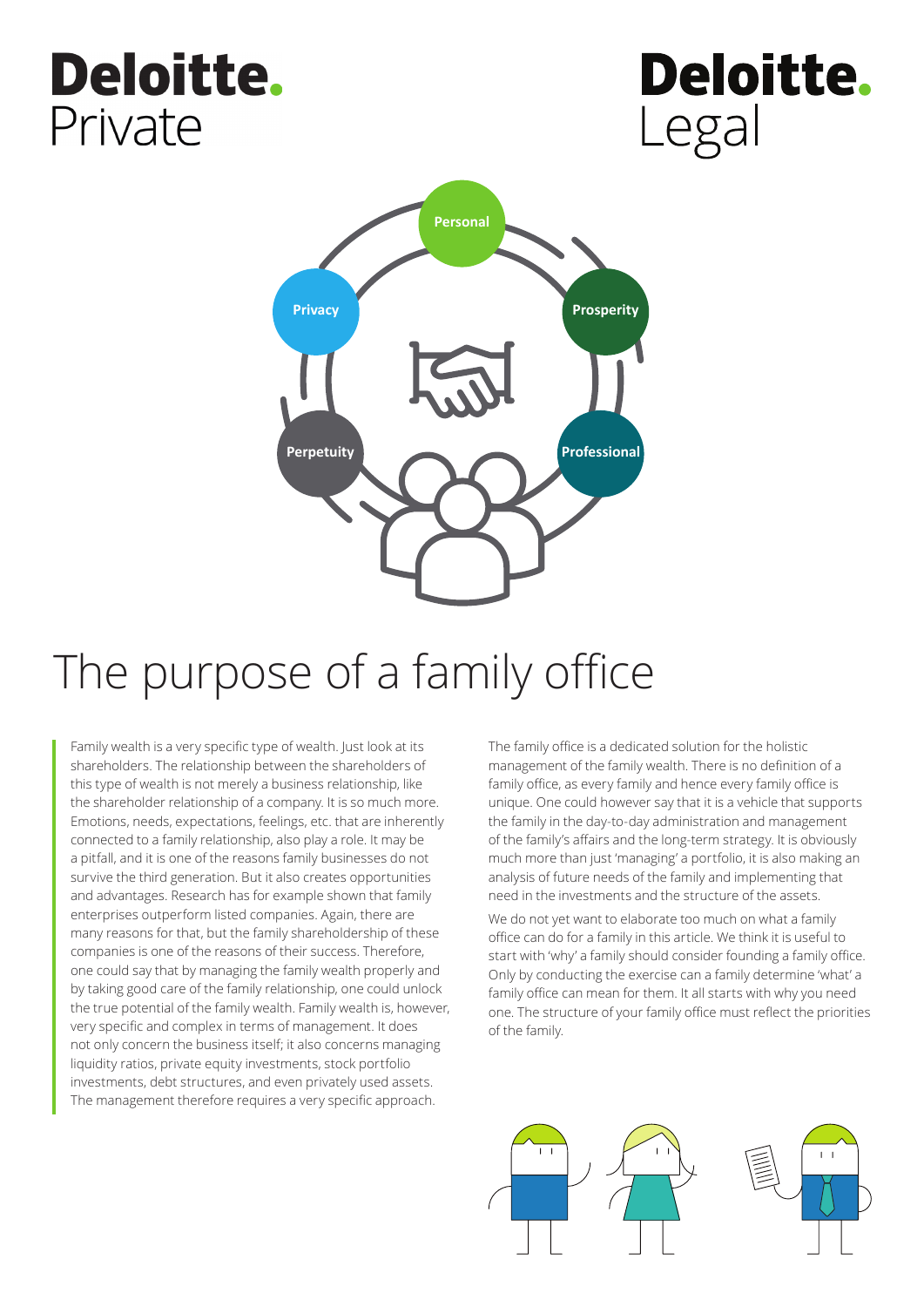Deloitte.
Private

Deloitte.
Legal

Personal

Privacy

Prosperity

Perpetuity

Professional

# The purpose of a family office

Family wealth is a very specific type of wealth. Just look at its shareholders. The relationship between the shareholders of this type of wealth is not merely a business relationship, like the shareholder relationship of a company. It is so much more. Emotions, needs, expectations, feelings, etc. that are inherently connected to a family relationship, also play a role. It may be a pitfall, and it is one of the reasons family businesses do not survive the third generation. But it also creates opportunities and advantages. Research has for example shown that family enterprises outperform listed companies. Again, there are many reasons for that, but the family shareholdership of these companies is one of the reasons of their success. Therefore, one could say that by managing the family wealth properly and by taking good care of the family relationship, one could unlock the true potential of the family wealth. Family wealth is, however, very specific and complex in terms of management. It does not only concern the business itself; it also concerns managing liquidity ratios, private equity investments, stock portfolio investments, debt structures, and even privately used assets. The management therefore requires a very specific approach.

The family office is a dedicated solution for the holistic management of the family wealth. There is no definition of a family office, as every family and hence every family office is unique. One could however say that it is a vehicle that supports the family in the day-to-day administration and management of the family's affairs and the long-term strategy. It is obviously much more than just 'managing' a portfolio, it is also making an analysis of future needs of the family and implementing that need in the investments and the structure of the assets.

We do not yet want to elaborate too much on what a family office can do for a family in this article. We think it is useful to start with 'why' a family should consider founding a family office. Only by conducting the exercise can a family determine 'what' a family office can mean for them. It all starts with why you need one. The structure of your family office must reflect the priorities of the family.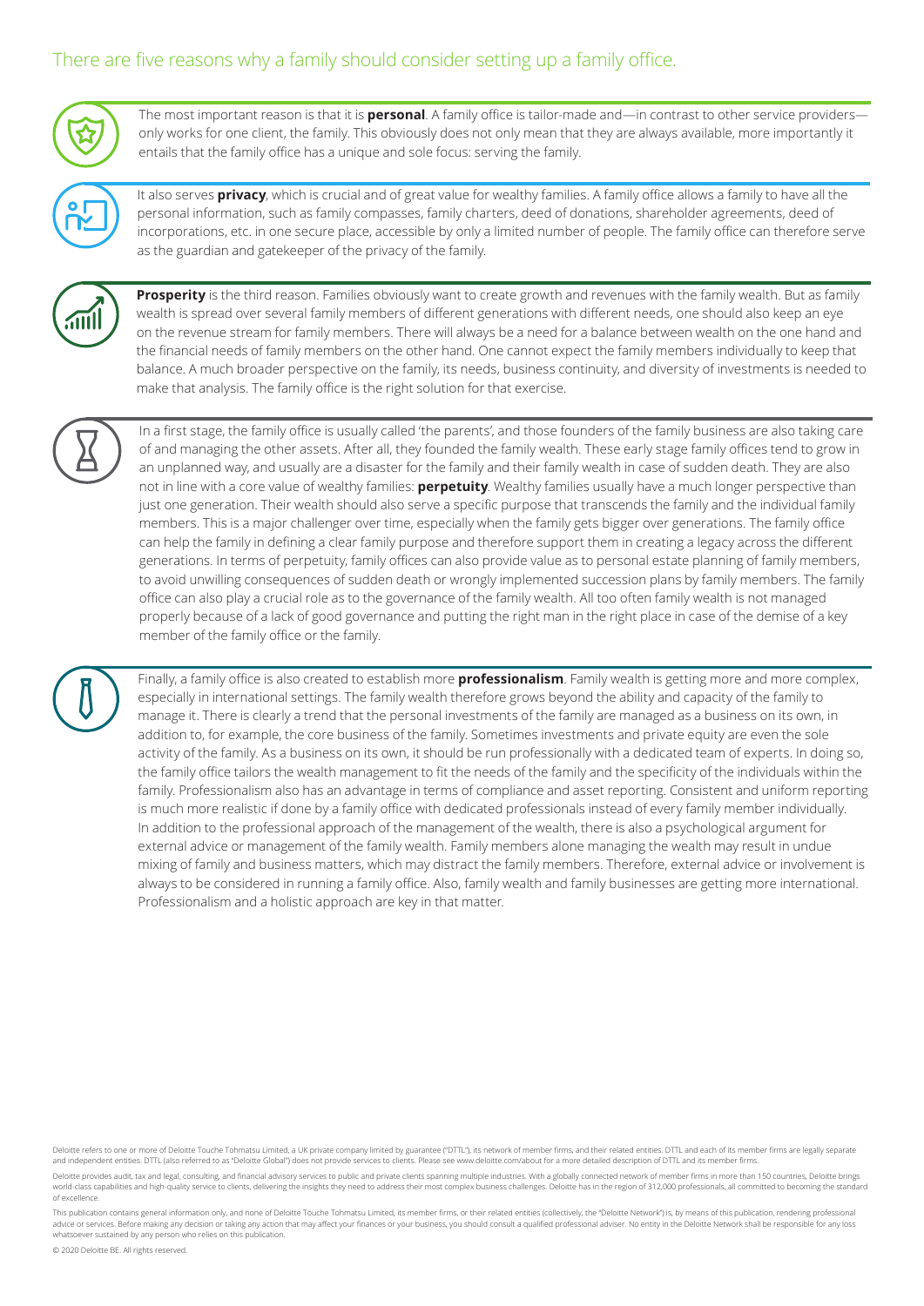## There are five reasons why a family should consider setting up a family office.

The most important reason is that it is **personal**. A family office is tailor-made and—in contrast to other service providers—only works for one client, the family. This obviously does not only mean that they are always available, more importantly it entails that the family office has a unique and sole focus: serving the family.

It also serves **privacy**, which is crucial and of great value for wealthy families. A family office allows a family to have all the personal information, such as family compasses, family charters, deed of donations, shareholder agreements, deed of incorporations, etc. in one secure place, accessible by only a limited number of people. The family office can therefore serve as the guardian and gatekeeper of the privacy of the family.

**Prosperity** is the third reason. Families obviously want to create growth and revenues with the family wealth. But as family wealth is spread over several family members of different generations with different needs, one should also keep an eye on the revenue stream for family members. There will always be a need for a balance between wealth on the one hand and the financial needs of family members on the other hand. One cannot expect the family members individually to keep that balance. A much broader perspective on the family, its needs, business continuity, and diversity of investments is needed to make that analysis. The family office is the right solution for that exercise.

In a first stage, the family office is usually called 'the parents', and those founders of the family business are also taking care of and managing the other assets. After all, they founded the family wealth. These early stage family offices tend to grow in an unplanned way, and usually are a disaster for the family and their family wealth in case of sudden death. They are also not in line with a core value of wealthy families: **perpetuity**. Wealthy families usually have a much longer perspective than just one generation. Their wealth should also serve a specific purpose that transcends the family and the individual family members. This is a major challenger over time, especially when the family gets bigger over generations. The family office can help the family in defining a clear family purpose and therefore support them in creating a legacy across the different generations. In terms of perpetuity, family offices can also provide value as to personal estate planning of family members, to avoid unwilling consequences of sudden death or wrongly implemented succession plans by family members. The family office can also play a crucial role as to the governance of the family wealth. All too often family wealth is not managed properly because of a lack of good governance and putting the right man in the right place in case of the demise of a key member of the family office or the family.

Finally, a family office is also created to establish more **professionalism**. Family wealth is getting more and more complex, especially in international settings. The family wealth therefore grows beyond the ability and capacity of the family to manage it. There is clearly a trend that the personal investments of the family are managed as a business on its own, in addition to, for example, the core business of the family. Sometimes investments and private equity are even the sole activity of the family. As a business on its own, it should be run professionally with a dedicated team of experts. In doing so, the family office tailors the wealth management to fit the needs of the family and the specificity of the individuals within the family. Professionalism also has an advantage in terms of compliance and asset reporting. Consistent and uniform reporting is much more realistic if done by a family office with dedicated professionals instead of every family member individually. In addition to the professional approach of the management of the wealth, there is also a psychological argument for external advice or management of the family wealth. Family members alone managing the wealth may result in undue mixing of family and business matters, which may distract the family members. Therefore, external advice or involvement is always to be considered in running a family office. Also, family wealth and family businesses are getting more international. Professionalism and a holistic approach are key in that matter.

Deloitte refers to one or more of Deloitte Touche Tohmatsu Limited, a UK private company limited by guarantee ("DTTL"), its network of member firms, and their related entities. DTTL and each of its member firms are legally separate and independent entities. DTTL (also referred to as "Deloitte Global") does not provide services to clients. Please see www.deloitte.com/about for a more detailed description of DTTL and its member firms.

Deloitte provides audit, tax and legal, consulting, and financial advisory services to public and private clients spanning multiple industries. With a globally connected network of member firms in more than 150 countries, Deloitte brings world-class capabilities and high-quality service to clients, delivering the insights they need to address their most complex business challenges. Deloitte has in the region of 312,000 professionals, all committed to becoming the standard of excellence.

This publication contains general information only, and none of Deloitte Touche Tohmatsu Limited, its member firms, or their related entities (collectively, the "Deloitte Network") is, by means of this publication, rendering professional advice or services. Before making any decision or taking any action that may affect your finances or your business, you should consult a qualified professional adviser. No entity in the Deloitte Network shall be responsible for any loss whatsoever sustained by any person who relies on this publication.

© 2020 Deloitte BE. All rights reserved.